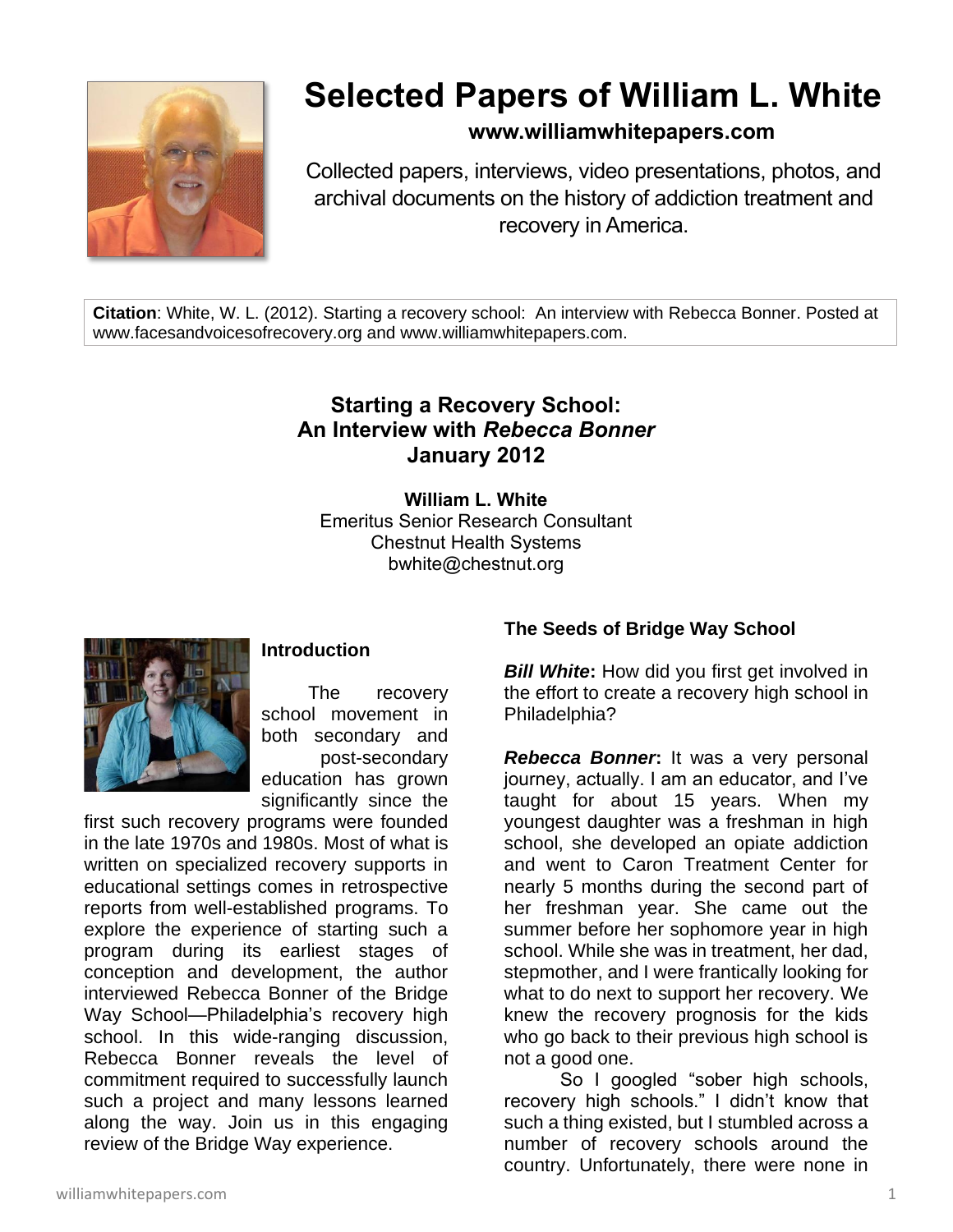# Selected Papers of William L. White

**www.williamwhitepapers.com**

Collected papers, interviews, video presentations, photos, and archival documents on the history of addiction treatment and recovery in America.

**Citation**: White, W. L. (2012). Starting a recovery school: An interview with Rebecca Bonner. Posted at www.facesandvoicesofrecovery.org and www.williamwhitepapers.com.

## Starting a Recovery School: An Interview with *Rebecca Bonner* January 2012

**William L. White**
Emeritus Senior Research Consultant
Chestnut Health Systems
bwhite@chestnut.org

### Introduction

The recovery school movement in both secondary and post-secondary education has grown significantly since the first such recovery programs were founded in the late 1970s and 1980s. Most of what is written on specialized recovery supports in educational settings comes in retrospective reports from well-established programs. To explore the experience of starting such a program during its earliest stages of conception and development, the author interviewed Rebecca Bonner of the Bridge Way School—Philadelphia's recovery high school. In this wide-ranging discussion, Rebecca Bonner reveals the level of commitment required to successfully launch such a project and many lessons learned along the way. Join us in this engaging review of the Bridge Way experience.

### The Seeds of Bridge Way School

***Bill White*:** How did you first get involved in the effort to create a recovery high school in Philadelphia?

***Rebecca Bonner*:** It was a very personal journey, actually. I am an educator, and I've taught for about 15 years. When my youngest daughter was a freshman in high school, she developed an opiate addiction and went to Caron Treatment Center for nearly 5 months during the second part of her freshman year. She came out the summer before her sophomore year in high school. While she was in treatment, her dad, stepmother, and I were frantically looking for what to do next to support her recovery. We knew the recovery prognosis for the kids who go back to their previous high school is not a good one.

So I googled "sober high schools, recovery high schools." I didn't know that such a thing existed, but I stumbled across a number of recovery schools around the country. Unfortunately, there were none in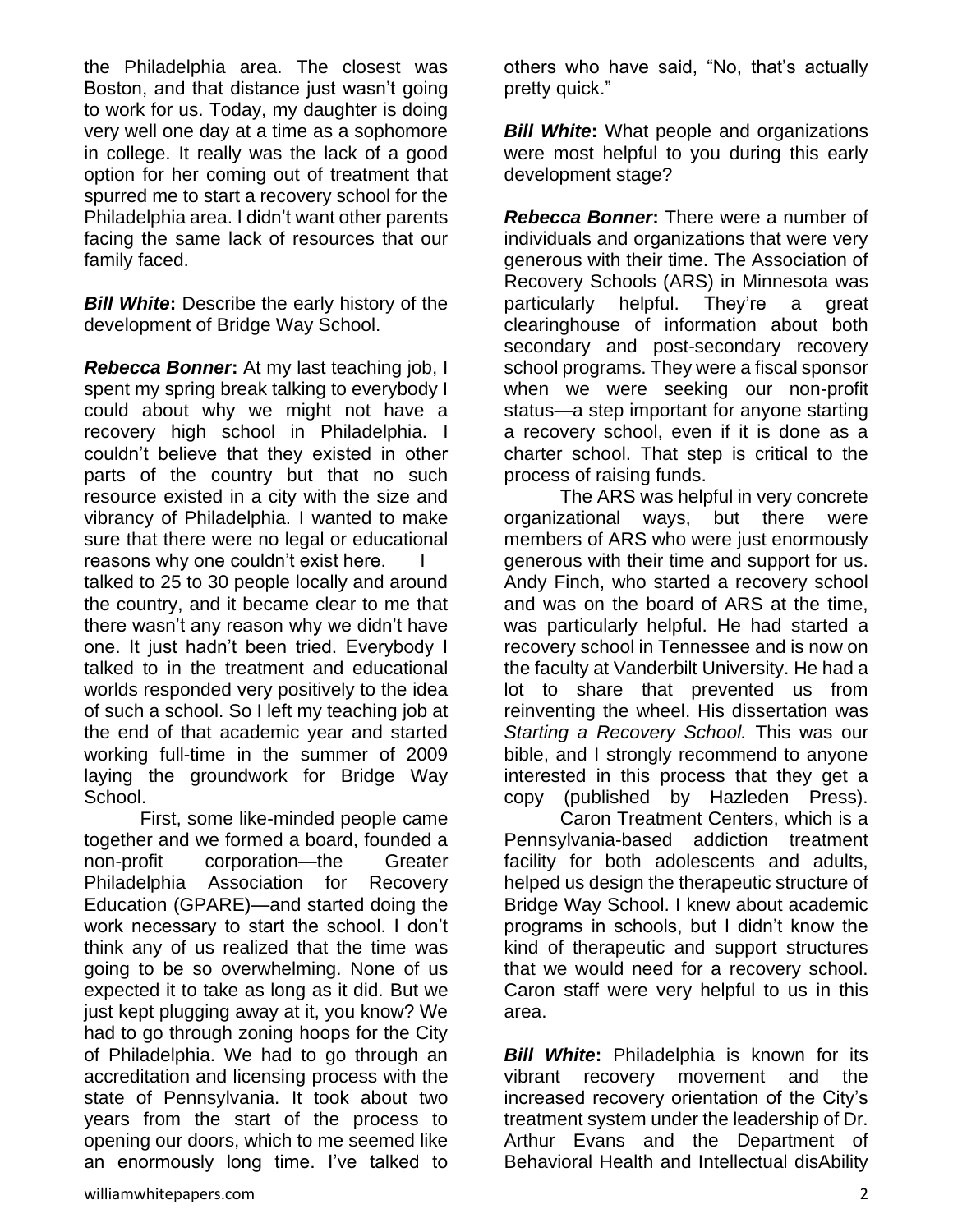the Philadelphia area. The closest was Boston, and that distance just wasn't going to work for us. Today, my daughter is doing very well one day at a time as a sophomore in college. It really was the lack of a good option for her coming out of treatment that spurred me to start a recovery school for the Philadelphia area. I didn't want other parents facing the same lack of resources that our family faced.

***Bill White*:** Describe the early history of the development of Bridge Way School.

***Rebecca Bonner*:** At my last teaching job, I spent my spring break talking to everybody I could about why we might not have a recovery high school in Philadelphia. I couldn't believe that they existed in other parts of the country but that no such resource existed in a city with the size and vibrancy of Philadelphia. I wanted to make sure that there were no legal or educational reasons why one couldn't exist here. I talked to 25 to 30 people locally and around the country, and it became clear to me that there wasn't any reason why we didn't have one. It just hadn't been tried. Everybody I talked to in the treatment and educational worlds responded very positively to the idea of such a school. So I left my teaching job at the end of that academic year and started working full-time in the summer of 2009 laying the groundwork for Bridge Way School.

First, some like-minded people came together and we formed a board, founded a non-profit corporation—the Greater Philadelphia Association for Recovery Education (GPARE)—and started doing the work necessary to start the school. I don't think any of us realized that the time was going to be so overwhelming. None of us expected it to take as long as it did. But we just kept plugging away at it, you know? We had to go through zoning hoops for the City of Philadelphia. We had to go through an accreditation and licensing process with the state of Pennsylvania. It took about two years from the start of the process to opening our doors, which to me seemed like an enormously long time. I've talked to others who have said, "No, that's actually pretty quick."

***Bill White*:** What people and organizations were most helpful to you during this early development stage?

***Rebecca Bonner*:** There were a number of individuals and organizations that were very generous with their time. The Association of Recovery Schools (ARS) in Minnesota was particularly helpful. They're a great clearinghouse of information about both secondary and post-secondary recovery school programs. They were a fiscal sponsor when we were seeking our non-profit status—a step important for anyone starting a recovery school, even if it is done as a charter school. That step is critical to the process of raising funds.

The ARS was helpful in very concrete organizational ways, but there were members of ARS who were just enormously generous with their time and support for us. Andy Finch, who started a recovery school and was on the board of ARS at the time, was particularly helpful. He had started a recovery school in Tennessee and is now on the faculty at Vanderbilt University. He had a lot to share that prevented us from reinventing the wheel. His dissertation was *Starting a Recovery School.* This was our bible, and I strongly recommend to anyone interested in this process that they get a copy (published by Hazleden Press).

Caron Treatment Centers, which is a Pennsylvania-based addiction treatment facility for both adolescents and adults, helped us design the therapeutic structure of Bridge Way School. I knew about academic programs in schools, but I didn't know the kind of therapeutic and support structures that we would need for a recovery school. Caron staff were very helpful to us in this area.

***Bill White*:** Philadelphia is known for its vibrant recovery movement and the increased recovery orientation of the City's treatment system under the leadership of Dr. Arthur Evans and the Department of Behavioral Health and Intellectual disAbility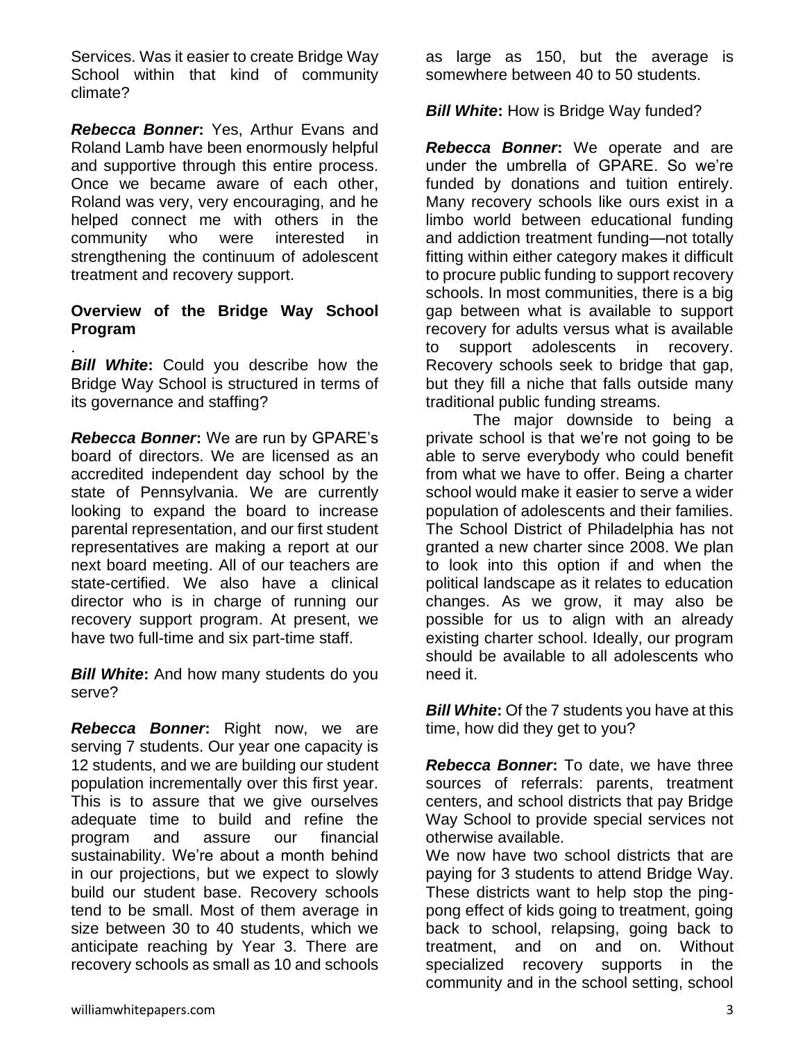Services. Was it easier to create Bridge Way School within that kind of community climate?

***Rebecca Bonner*:** Yes, Arthur Evans and Roland Lamb have been enormously helpful and supportive through this entire process. Once we became aware of each other, Roland was very, very encouraging, and he helped connect me with others in the community who were interested in strengthening the continuum of adolescent treatment and recovery support.

**Overview of the Bridge Way School Program**

***Bill White*:** Could you describe how the Bridge Way School is structured in terms of its governance and staffing?

***Rebecca Bonner*:** We are run by GPARE's board of directors. We are licensed as an accredited independent day school by the state of Pennsylvania. We are currently looking to expand the board to increase parental representation, and our first student representatives are making a report at our next board meeting. All of our teachers are state-certified. We also have a clinical director who is in charge of running our recovery support program. At present, we have two full-time and six part-time staff.

***Bill White*:** And how many students do you serve?

***Rebecca Bonner*:** Right now, we are serving 7 students. Our year one capacity is 12 students, and we are building our student population incrementally over this first year. This is to assure that we give ourselves adequate time to build and refine the program and assure our financial sustainability. We're about a month behind in our projections, but we expect to slowly build our student base. Recovery schools tend to be small. Most of them average in size between 30 to 40 students, which we anticipate reaching by Year 3. There are recovery schools as small as 10 and schools as large as 150, but the average is somewhere between 40 to 50 students.

***Bill White*:** How is Bridge Way funded?

***Rebecca Bonner*:** We operate and are under the umbrella of GPARE. So we're funded by donations and tuition entirely. Many recovery schools like ours exist in a limbo world between educational funding and addiction treatment funding—not totally fitting within either category makes it difficult to procure public funding to support recovery schools. In most communities, there is a big gap between what is available to support recovery for adults versus what is available to support adolescents in recovery. Recovery schools seek to bridge that gap, but they fill a niche that falls outside many traditional public funding streams.

The major downside to being a private school is that we're not going to be able to serve everybody who could benefit from what we have to offer. Being a charter school would make it easier to serve a wider population of adolescents and their families. The School District of Philadelphia has not granted a new charter since 2008. We plan to look into this option if and when the political landscape as it relates to education changes. As we grow, it may also be possible for us to align with an already existing charter school. Ideally, our program should be available to all adolescents who need it.

***Bill White*:** Of the 7 students you have at this time, how did they get to you?

***Rebecca Bonner*:** To date, we have three sources of referrals: parents, treatment centers, and school districts that pay Bridge Way School to provide special services not otherwise available.

We now have two school districts that are paying for 3 students to attend Bridge Way. These districts want to help stop the ping-pong effect of kids going to treatment, going back to school, relapsing, going back to treatment, and on and on. Without specialized recovery supports in the community and in the school setting, school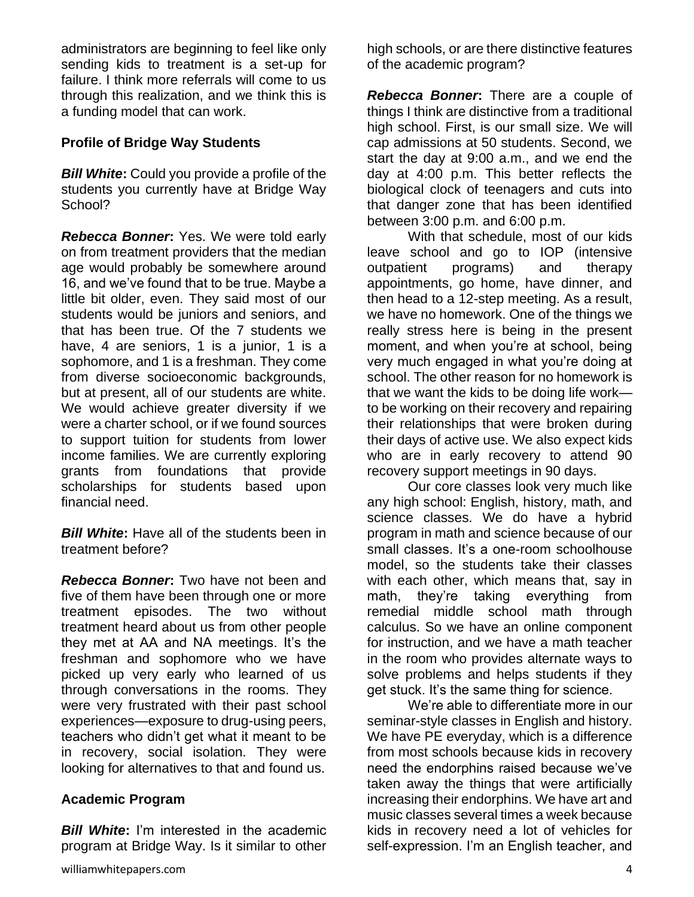administrators are beginning to feel like only sending kids to treatment is a set-up for failure. I think more referrals will come to us through this realization, and we think this is a funding model that can work.

### Profile of Bridge Way Students

***Bill White*:** Could you provide a profile of the students you currently have at Bridge Way School?

***Rebecca Bonner*:** Yes. We were told early on from treatment providers that the median age would probably be somewhere around 16, and we've found that to be true. Maybe a little bit older, even. They said most of our students would be juniors and seniors, and that has been true. Of the 7 students we have, 4 are seniors, 1 is a junior, 1 is a sophomore, and 1 is a freshman. They come from diverse socioeconomic backgrounds, but at present, all of our students are white. We would achieve greater diversity if we were a charter school, or if we found sources to support tuition for students from lower income families. We are currently exploring grants from foundations that provide scholarships for students based upon financial need.

***Bill White*:** Have all of the students been in treatment before?

***Rebecca Bonner*:** Two have not been and five of them have been through one or more treatment episodes. The two without treatment heard about us from other people they met at AA and NA meetings. It's the freshman and sophomore who we have picked up very early who learned of us through conversations in the rooms. They were very frustrated with their past school experiences—exposure to drug-using peers, teachers who didn't get what it meant to be in recovery, social isolation. They were looking for alternatives to that and found us.

### Academic Program

***Bill White*:** I'm interested in the academic program at Bridge Way. Is it similar to other high schools, or are there distinctive features of the academic program?

***Rebecca Bonner*:** There are a couple of things I think are distinctive from a traditional high school. First, is our small size. We will cap admissions at 50 students. Second, we start the day at 9:00 a.m., and we end the day at 4:00 p.m. This better reflects the biological clock of teenagers and cuts into that danger zone that has been identified between 3:00 p.m. and 6:00 p.m.

With that schedule, most of our kids leave school and go to IOP (intensive outpatient programs) and therapy appointments, go home, have dinner, and then head to a 12-step meeting. As a result, we have no homework. One of the things we really stress here is being in the present moment, and when you're at school, being very much engaged in what you're doing at school. The other reason for no homework is that we want the kids to be doing life work—to be working on their recovery and repairing their relationships that were broken during their days of active use. We also expect kids who are in early recovery to attend 90 recovery support meetings in 90 days.

Our core classes look very much like any high school: English, history, math, and science classes. We do have a hybrid program in math and science because of our small classes. It's a one-room schoolhouse model, so the students take their classes with each other, which means that, say in math, they're taking everything from remedial middle school math through calculus. So we have an online component for instruction, and we have a math teacher in the room who provides alternate ways to solve problems and helps students if they get stuck. It's the same thing for science.

We're able to differentiate more in our seminar-style classes in English and history. We have PE everyday, which is a difference from most schools because kids in recovery need the endorphins raised because we've taken away the things that were artificially increasing their endorphins. We have art and music classes several times a week because kids in recovery need a lot of vehicles for self-expression. I'm an English teacher, and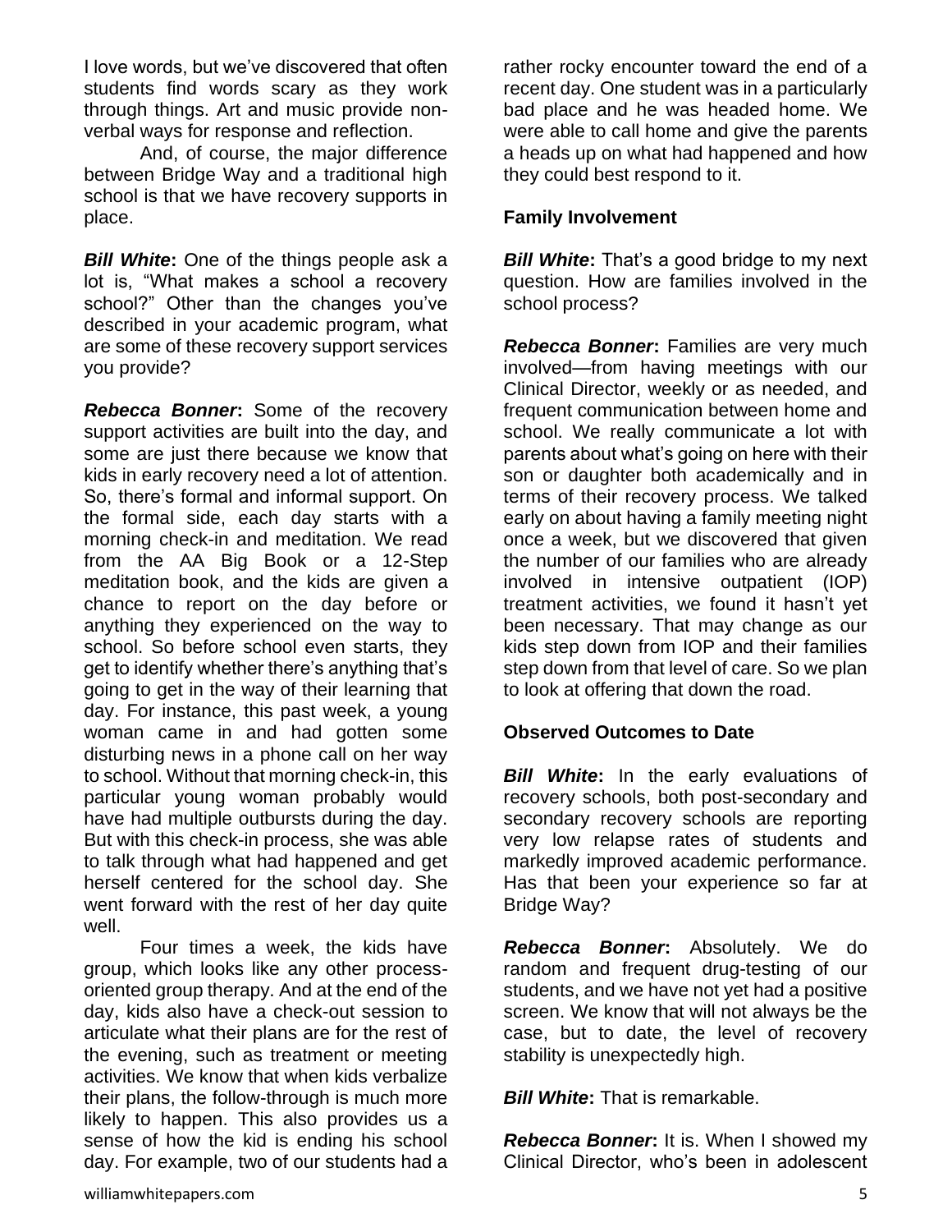I love words, but we've discovered that often students find words scary as they work through things. Art and music provide non-verbal ways for response and reflection.

And, of course, the major difference between Bridge Way and a traditional high school is that we have recovery supports in place.

***Bill White*:** One of the things people ask a lot is, "What makes a school a recovery school?" Other than the changes you've described in your academic program, what are some of these recovery support services you provide?

***Rebecca Bonner*:** Some of the recovery support activities are built into the day, and some are just there because we know that kids in early recovery need a lot of attention. So, there's formal and informal support. On the formal side, each day starts with a morning check-in and meditation. We read from the AA Big Book or a 12-Step meditation book, and the kids are given a chance to report on the day before or anything they experienced on the way to school. So before school even starts, they get to identify whether there's anything that's going to get in the way of their learning that day. For instance, this past week, a young woman came in and had gotten some disturbing news in a phone call on her way to school. Without that morning check-in, this particular young woman probably would have had multiple outbursts during the day. But with this check-in process, she was able to talk through what had happened and get herself centered for the school day. She went forward with the rest of her day quite well.

Four times a week, the kids have group, which looks like any other process-oriented group therapy. And at the end of the day, kids also have a check-out session to articulate what their plans are for the rest of the evening, such as treatment or meeting activities. We know that when kids verbalize their plans, the follow-through is much more likely to happen. This also provides us a sense of how the kid is ending his school day. For example, two of our students had a rather rocky encounter toward the end of a recent day. One student was in a particularly bad place and he was headed home. We were able to call home and give the parents a heads up on what had happened and how they could best respond to it.

**Family Involvement**

***Bill White*:** That's a good bridge to my next question. How are families involved in the school process?

***Rebecca Bonner*:** Families are very much involved—from having meetings with our Clinical Director, weekly or as needed, and frequent communication between home and school. We really communicate a lot with parents about what's going on here with their son or daughter both academically and in terms of their recovery process. We talked early on about having a family meeting night once a week, but we discovered that given the number of our families who are already involved in intensive outpatient (IOP) treatment activities, we found it hasn't yet been necessary. That may change as our kids step down from IOP and their families step down from that level of care. So we plan to look at offering that down the road.

**Observed Outcomes to Date**

***Bill White*:** In the early evaluations of recovery schools, both post-secondary and secondary recovery schools are reporting very low relapse rates of students and markedly improved academic performance. Has that been your experience so far at Bridge Way?

***Rebecca Bonner*:** Absolutely. We do random and frequent drug-testing of our students, and we have not yet had a positive screen. We know that will not always be the case, but to date, the level of recovery stability is unexpectedly high.

***Bill White*:** That is remarkable.

***Rebecca Bonner*:** It is. When I showed my Clinical Director, who's been in adolescent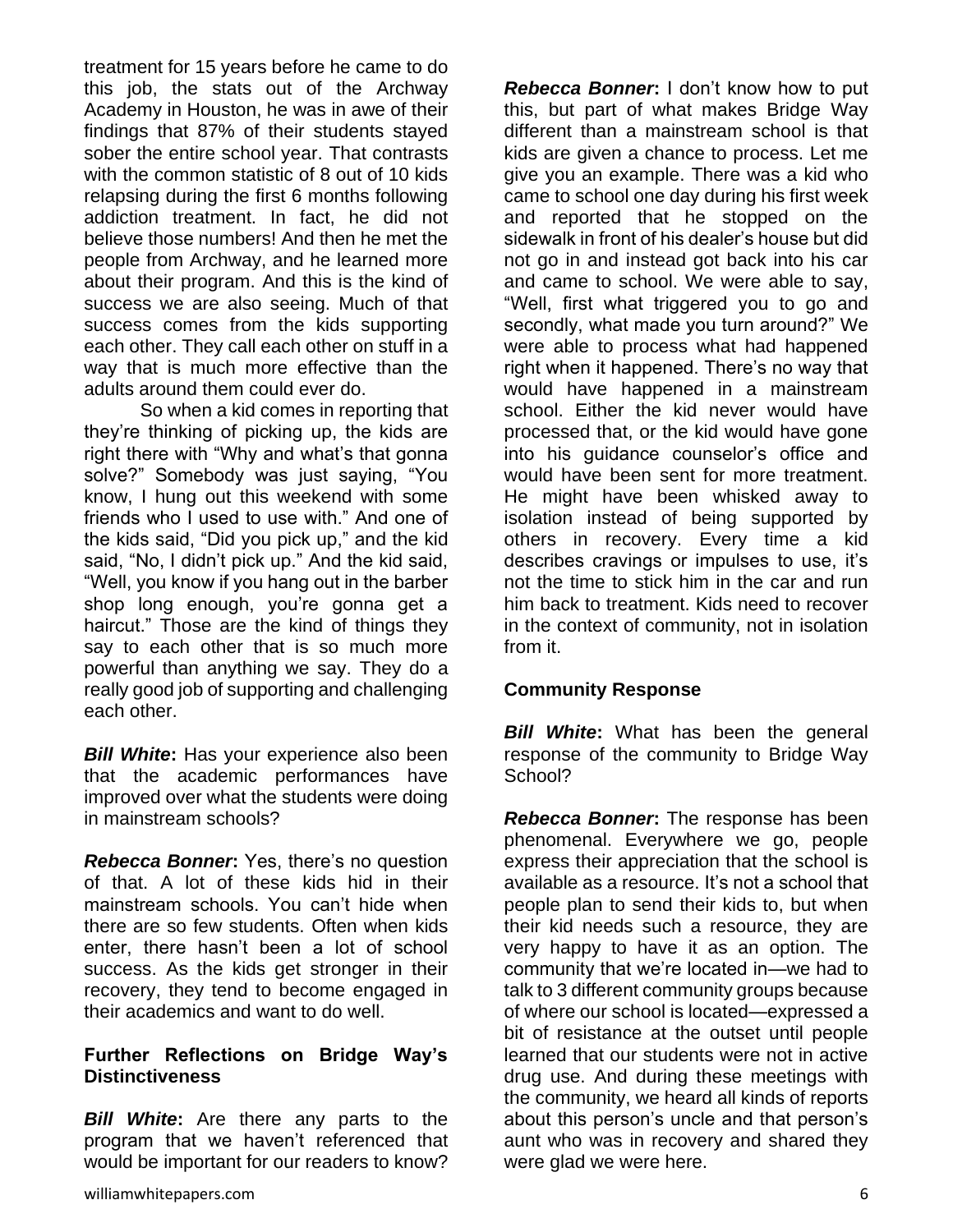treatment for 15 years before he came to do this job, the stats out of the Archway Academy in Houston, he was in awe of their findings that 87% of their students stayed sober the entire school year. That contrasts with the common statistic of 8 out of 10 kids relapsing during the first 6 months following addiction treatment. In fact, he did not believe those numbers! And then he met the people from Archway, and he learned more about their program. And this is the kind of success we are also seeing. Much of that success comes from the kids supporting each other. They call each other on stuff in a way that is much more effective than the adults around them could ever do.

So when a kid comes in reporting that they're thinking of picking up, the kids are right there with "Why and what's that gonna solve?" Somebody was just saying, "You know, I hung out this weekend with some friends who I used to use with." And one of the kids said, "Did you pick up," and the kid said, "No, I didn't pick up." And the kid said, "Well, you know if you hang out in the barber shop long enough, you're gonna get a haircut." Those are the kind of things they say to each other that is so much more powerful than anything we say. They do a really good job of supporting and challenging each other.

***Bill White*:** Has your experience also been that the academic performances have improved over what the students were doing in mainstream schools?

***Rebecca Bonner*:** Yes, there's no question of that. A lot of these kids hid in their mainstream schools. You can't hide when there are so few students. Often when kids enter, there hasn't been a lot of school success. As the kids get stronger in their recovery, they tend to become engaged in their academics and want to do well.

## Further Reflections on Bridge Way's Distinctiveness

***Bill White*:** Are there any parts to the program that we haven't referenced that would be important for our readers to know?

***Rebecca Bonner*:** I don't know how to put this, but part of what makes Bridge Way different than a mainstream school is that kids are given a chance to process. Let me give you an example. There was a kid who came to school one day during his first week and reported that he stopped on the sidewalk in front of his dealer's house but did not go in and instead got back into his car and came to school. We were able to say, "Well, first what triggered you to go and secondly, what made you turn around?" We were able to process what had happened right when it happened. There's no way that would have happened in a mainstream school. Either the kid never would have processed that, or the kid would have gone into his guidance counselor's office and would have been sent for more treatment. He might have been whisked away to isolation instead of being supported by others in recovery. Every time a kid describes cravings or impulses to use, it's not the time to stick him in the car and run him back to treatment. Kids need to recover in the context of community, not in isolation from it.

## Community Response

***Bill White*:** What has been the general response of the community to Bridge Way School?

***Rebecca Bonner*:** The response has been phenomenal. Everywhere we go, people express their appreciation that the school is available as a resource. It's not a school that people plan to send their kids to, but when their kid needs such a resource, they are very happy to have it as an option. The community that we're located in—we had to talk to 3 different community groups because of where our school is located—expressed a bit of resistance at the outset until people learned that our students were not in active drug use. And during these meetings with the community, we heard all kinds of reports about this person's uncle and that person's aunt who was in recovery and shared they were glad we were here.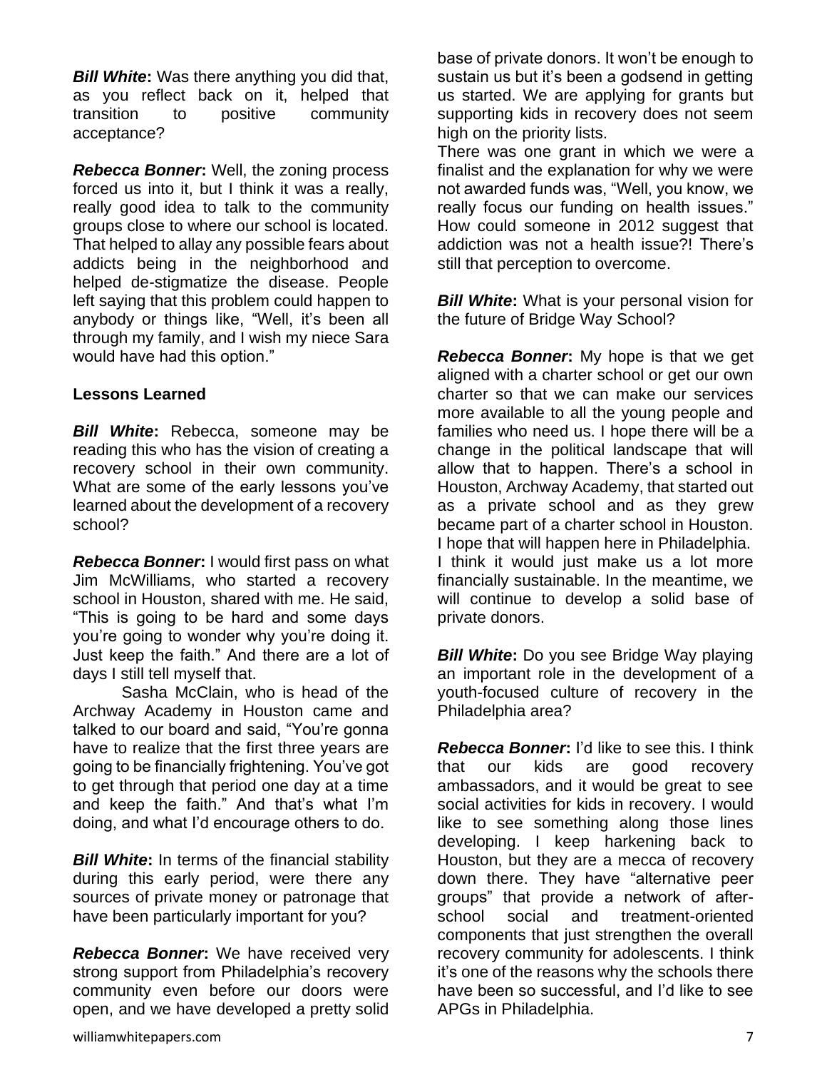***Bill White*:** Was there anything you did that, as you reflect back on it, helped that transition to positive community acceptance?

***Rebecca Bonner*:** Well, the zoning process forced us into it, but I think it was a really, really good idea to talk to the community groups close to where our school is located. That helped to allay any possible fears about addicts being in the neighborhood and helped de-stigmatize the disease. People left saying that this problem could happen to anybody or things like, "Well, it's been all through my family, and I wish my niece Sara would have had this option."

**Lessons Learned**

***Bill White*:** Rebecca, someone may be reading this who has the vision of creating a recovery school in their own community. What are some of the early lessons you've learned about the development of a recovery school?

***Rebecca Bonner*:** I would first pass on what Jim McWilliams, who started a recovery school in Houston, shared with me. He said, "This is going to be hard and some days you're going to wonder why you're doing it. Just keep the faith." And there are a lot of days I still tell myself that.

Sasha McClain, who is head of the Archway Academy in Houston came and talked to our board and said, "You're gonna have to realize that the first three years are going to be financially frightening. You've got to get through that period one day at a time and keep the faith." And that's what I'm doing, and what I'd encourage others to do.

***Bill White*:** In terms of the financial stability during this early period, were there any sources of private money or patronage that have been particularly important for you?

***Rebecca Bonner*:** We have received very strong support from Philadelphia's recovery community even before our doors were open, and we have developed a pretty solid base of private donors. It won't be enough to sustain us but it's been a godsend in getting us started. We are applying for grants but supporting kids in recovery does not seem high on the priority lists.

There was one grant in which we were a finalist and the explanation for why we were not awarded funds was, "Well, you know, we really focus our funding on health issues." How could someone in 2012 suggest that addiction was not a health issue?! There's still that perception to overcome.

***Bill White*:** What is your personal vision for the future of Bridge Way School?

***Rebecca Bonner*:** My hope is that we get aligned with a charter school or get our own charter so that we can make our services more available to all the young people and families who need us. I hope there will be a change in the political landscape that will allow that to happen. There's a school in Houston, Archway Academy, that started out as a private school and as they grew became part of a charter school in Houston. I hope that will happen here in Philadelphia. I think it would just make us a lot more financially sustainable. In the meantime, we will continue to develop a solid base of private donors.

***Bill White*:** Do you see Bridge Way playing an important role in the development of a youth-focused culture of recovery in the Philadelphia area?

***Rebecca Bonner*:** I'd like to see this. I think that our kids are good recovery ambassadors, and it would be great to see social activities for kids in recovery. I would like to see something along those lines developing. I keep harkening back to Houston, but they are a mecca of recovery down there. They have "alternative peer groups" that provide a network of after-school social and treatment-oriented components that just strengthen the overall recovery community for adolescents. I think it's one of the reasons why the schools there have been so successful, and I'd like to see APGs in Philadelphia.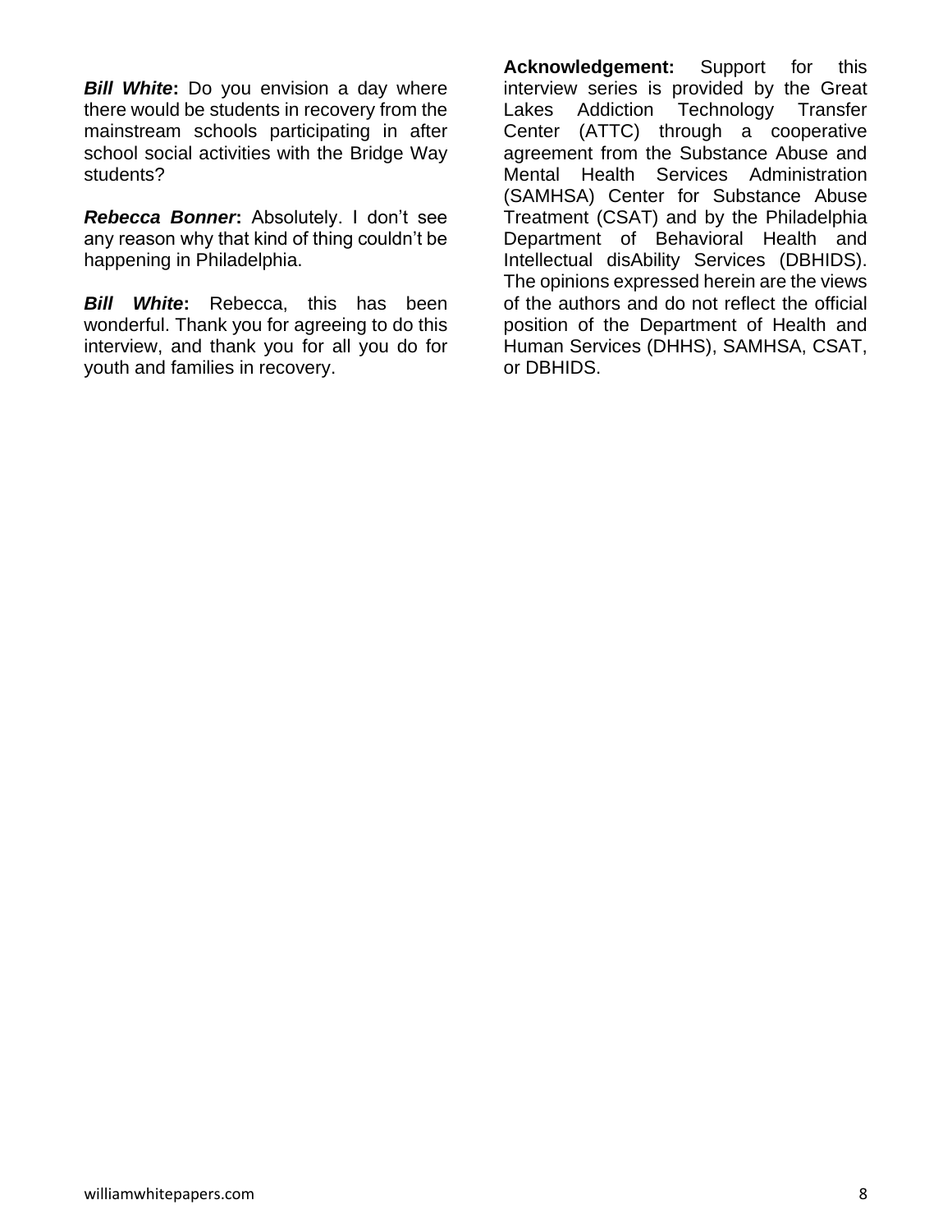***Bill White*:** Do you envision a day where there would be students in recovery from the mainstream schools participating in after school social activities with the Bridge Way students?

***Rebecca Bonner*:** Absolutely. I don't see any reason why that kind of thing couldn't be happening in Philadelphia.

***Bill White*:** Rebecca, this has been wonderful. Thank you for agreeing to do this interview, and thank you for all you do for youth and families in recovery.

**Acknowledgement:** Support for this interview series is provided by the Great Lakes Addiction Technology Transfer Center (ATTC) through a cooperative agreement from the Substance Abuse and Mental Health Services Administration (SAMHSA) Center for Substance Abuse Treatment (CSAT) and by the Philadelphia Department of Behavioral Health and Intellectual disAbility Services (DBHIDS). The opinions expressed herein are the views of the authors and do not reflect the official position of the Department of Health and Human Services (DHHS), SAMHSA, CSAT, or DBHIDS.